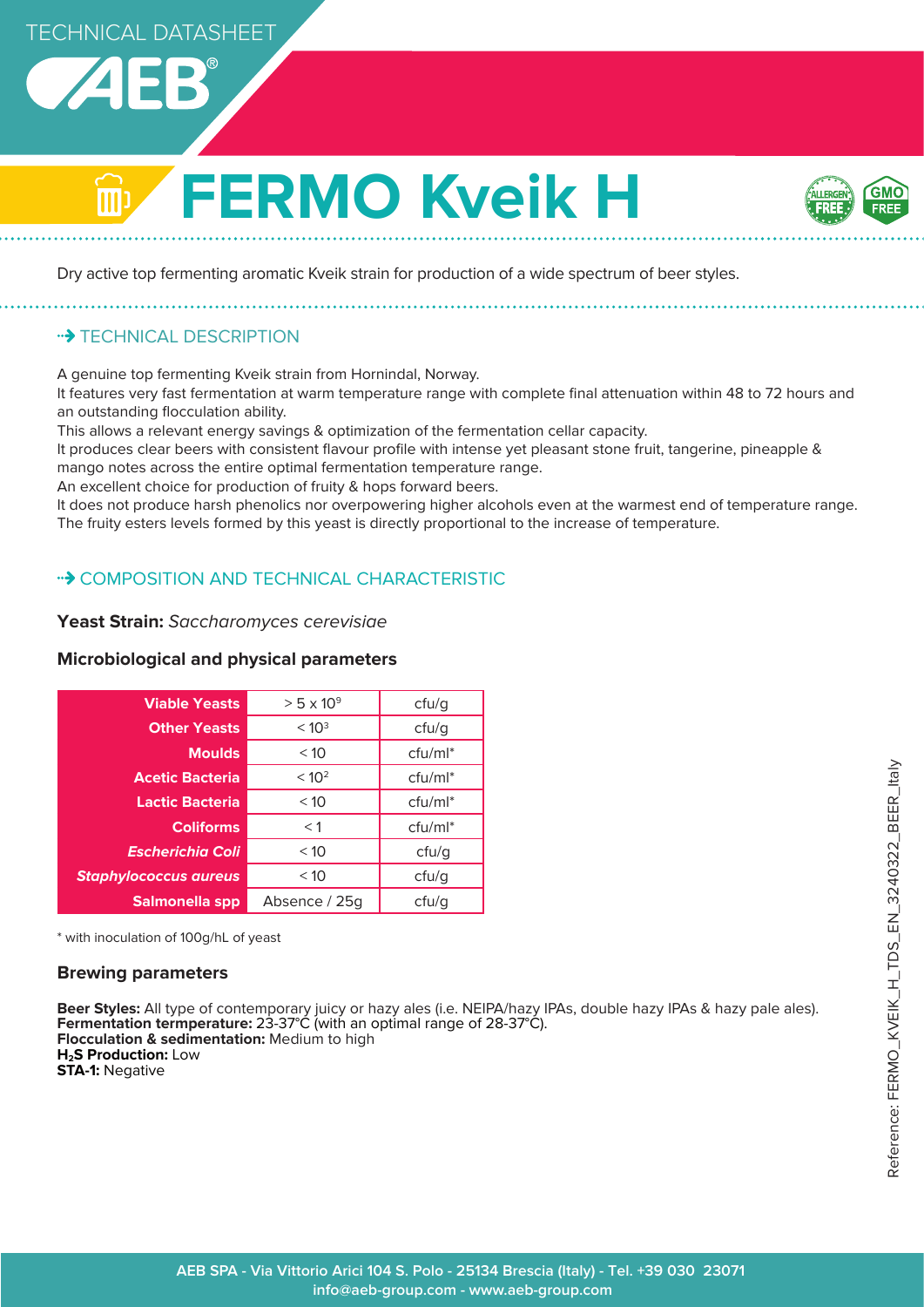TECHNICAL DATASHEET

# FERMO Kveik H

Dry active top fermenting aromatic Kveik strain for production of a wide spectrum of beer styles.

## TECHNICAL DESCRIPTION

A genuine top fermenting Kveik strain from Hornindal, Norway.
It features very fast fermentation at warm temperature range with complete final attenuation within 48 to 72 hours and an outstanding flocculation ability.
This allows a relevant energy savings & optimization of the fermentation cellar capacity.
It produces clear beers with consistent flavour profile with intense yet pleasant stone fruit, tangerine, pineapple & mango notes across the entire optimal fermentation temperature range.
An excellent choice for production of fruity & hops forward beers.
It does not produce harsh phenolics nor overpowering higher alcohols even at the warmest end of temperature range.
The fruity esters levels formed by this yeast is directly proportional to the increase of temperature.

## COMPOSITION AND TECHNICAL CHARACTERISTIC

**Yeast Strain:** *Saccharomyces cerevisiae*

### Microbiological and physical parameters

| | | |
|---|---|---|
| **Viable Yeasts** | $> 5 \times 10^9$ | cfu/g |
| **Other Yeasts** | $< 10^3$ | cfu/g |
| **Moulds** | < 10 | cfu/ml* |
| **Acetic Bacteria** | $< 10^2$ | cfu/ml* |
| **Lactic Bacteria** | < 10 | cfu/ml* |
| **Coliforms** | < 1 | cfu/ml* |
| ***Escherichia Coli*** | < 10 | cfu/g |
| ***Staphylococcus aureus*** | < 10 | cfu/g |
| **Salmonella spp** | Absence / 25g | cfu/g |

* with inoculation of 100g/hL of yeast

### Brewing parameters

**Beer Styles:** All type of contemporary juicy or hazy ales (i.e. NEIPA/hazy IPAs, double hazy IPAs & hazy pale ales).
**Fermentation termperature:** 23-37°C (with an optimal range of 28-37°C).
**Flocculation & sedimentation:** Medium to high
**$H_2S$ Production:** Low
**STA-1:** Negative

Reference: FERMO_KVEIK_H_TDS_EN_3240322_BEER_Italy

AEB SPA - Via Vittorio Arici 104 S. Polo - 25134 Brescia (Italy) - Tel. +39 030 23071
info@aeb-group.com - www.aeb-group.com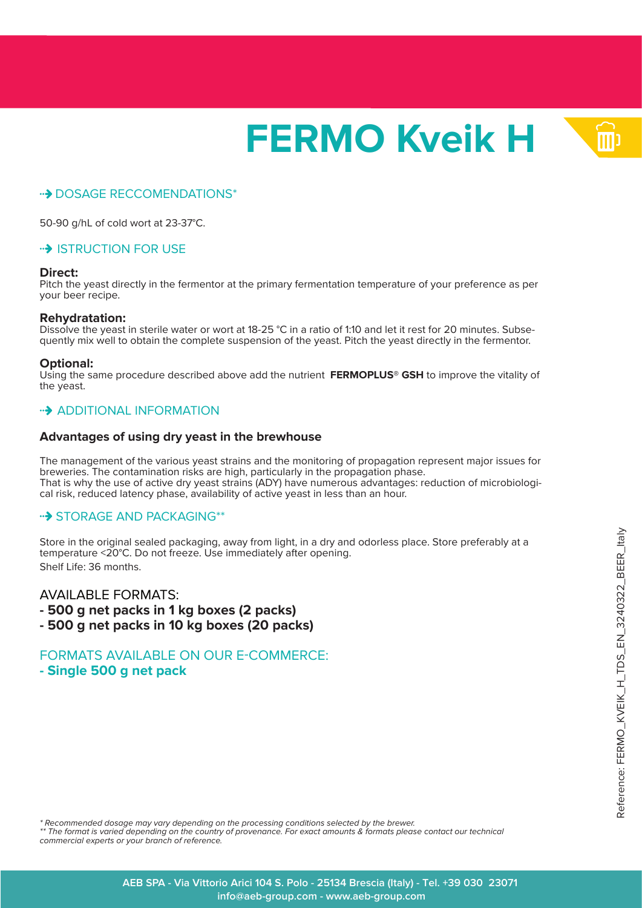# FERMO Kveik H

## DOSAGE RECCOMENDATIONS*

50-90 g/hL of cold wort at 23-37°C.

## ISTRUCTION FOR USE

**Direct:**
Pitch the yeast directly in the fermentor at the primary fermentation temperature of your preference as per your beer recipe.

**Rehydratation:**
Dissolve the yeast in sterile water or wort at 18-25 °C in a ratio of 1:10 and let it rest for 20 minutes. Subsequently mix well to obtain the complete suspension of the yeast. Pitch the yeast directly in the fermentor.

**Optional:**
Using the same procedure described above add the nutrient **FERMOPLUS® GSH** to improve the vitality of the yeast.

## ADDITIONAL INFORMATION

### Advantages of using dry yeast in the brewhouse

The management of the various yeast strains and the monitoring of propagation represent major issues for breweries. The contamination risks are high, particularly in the propagation phase.
That is why the use of active dry yeast strains (ADY) have numerous advantages: reduction of microbiological risk, reduced latency phase, availability of active yeast in less than an hour.

## STORAGE AND PACKAGING**

Store in the original sealed packaging, away from light, in a dry and odorless place. Store preferably at a temperature <20°C. Do not freeze. Use immediately after opening.
Shelf Life: 36 months.

AVAILABLE FORMATS:
- **500 g net packs in 1 kg boxes (2 packs)**
- **500 g net packs in 10 kg boxes (20 packs)**

FORMATS AVAILABLE ON OUR E-COMMERCE:
- **Single 500 g net pack**

Reference: FERMO_KVEIK_H_TDS_EN_3240322_BEER_Italy

*\* Recommended dosage may vary depending on the processing conditions selected by the brewer.*
*\*\* The format is varied depending on the country of provenance. For exact amounts & formats please contact our technical commercial experts or your branch of reference.*

**AEB SPA - Via Vittorio Arici 104 S. Polo - 25134 Brescia (Italy) - Tel. +39 030 23071**
**info@aeb-group.com - www.aeb-group.com**